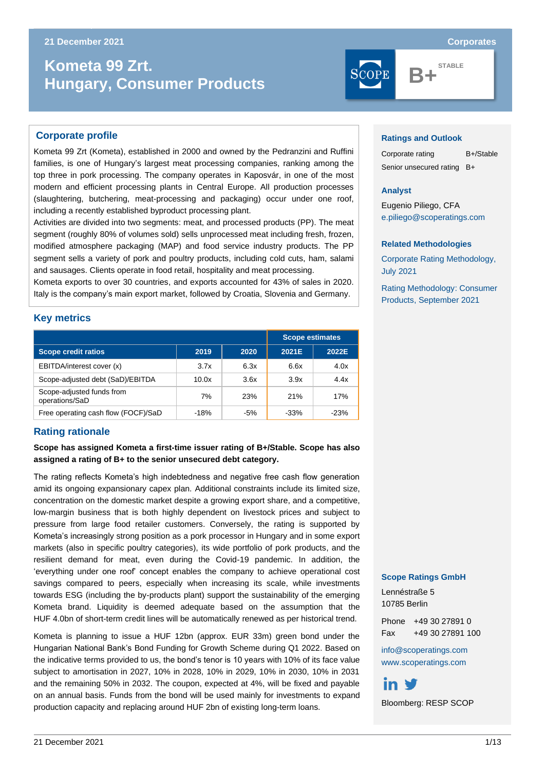21 December 2021

Corporates

# Kometa 99 Zrt.
# Hungary, Consumer Products

B+ STABLE

## Corporate profile

Kometa 99 Zrt (Kometa), established in 2000 and owned by the Pedranzini and Ruffini families, is one of Hungary's largest meat processing companies, ranking among the top three in pork processing. The company operates in Kaposvár, in one of the most modern and efficient processing plants in Central Europe. All production processes (slaughtering, butchering, meat-processing and packaging) occur under one roof, including a recently established byproduct processing plant.

Activities are divided into two segments: meat, and processed products (PP). The meat segment (roughly 80% of volumes sold) sells unprocessed meat including fresh, frozen, modified atmosphere packaging (MAP) and food service industry products. The PP segment sells a variety of pork and poultry products, including cold cuts, ham, salami and sausages. Clients operate in food retail, hospitality and meat processing.

Kometa exports to over 30 countries, and exports accounted for 43% of sales in 2020. Italy is the company's main export market, followed by Croatia, Slovenia and Germany.

## Key metrics

| | | | Scope estimates | |
|---|---|---|---|---|
| **Scope credit ratios** | **2019** | **2020** | **2021E** | **2022E** |
| EBITDA/interest cover (x) | 3.7x | 6.3x | 6.6x | 4.0x |
| Scope-adjusted debt (SaD)/EBITDA | 10.0x | 3.6x | 3.9x | 4.4x |
| Scope-adjusted funds from operations/SaD | 7% | 23% | 21% | 17% |
| Free operating cash flow (FOCF)/SaD | -18% | -5% | -33% | -23% |

## Rating rationale

**Scope has assigned Kometa a first-time issuer rating of B+/Stable. Scope has also assigned a rating of B+ to the senior unsecured debt category.**

The rating reflects Kometa's high indebtedness and negative free cash flow generation amid its ongoing expansionary capex plan. Additional constraints include its limited size, concentration on the domestic market despite a growing export share, and a competitive, low-margin business that is both highly dependent on livestock prices and subject to pressure from large food retailer customers. Conversely, the rating is supported by Kometa's increasingly strong position as a pork processor in Hungary and in some export markets (also in specific poultry categories), its wide portfolio of pork products, and the resilient demand for meat, even during the Covid-19 pandemic. In addition, the 'everything under one roof' concept enables the company to achieve operational cost savings compared to peers, especially when increasing its scale, while investments towards ESG (including the by-products plant) support the sustainability of the emerging Kometa brand. Liquidity is deemed adequate based on the assumption that the HUF 4.0bn of short-term credit lines will be automatically renewed as per historical trend.

Kometa is planning to issue a HUF 12bn (approx. EUR 33m) green bond under the Hungarian National Bank's Bond Funding for Growth Scheme during Q1 2022. Based on the indicative terms provided to us, the bond's tenor is 10 years with 10% of its face value subject to amortisation in 2027, 10% in 2028, 10% in 2029, 10% in 2030, 10% in 2031 and the remaining 50% in 2032. The coupon, expected at 4%, will be fixed and payable on an annual basis. Funds from the bond will be used mainly for investments to expand production capacity and replacing around HUF 2bn of existing long-term loans.

### Ratings and Outlook

Corporate rating B+/Stable

Senior unsecured rating B+

### Analyst

Eugenio Piliego, CFA

e.piliego@scoperatings.com

### Related Methodologies

Corporate Rating Methodology, July 2021

Rating Methodology: Consumer Products, September 2021

### Scope Ratings GmbH

Lennéstraße 5
10785 Berlin

Phone +49 30 27891 0
Fax +49 30 27891 100

info@scoperatings.com
www.scoperatings.com

Bloomberg: RESP SCOP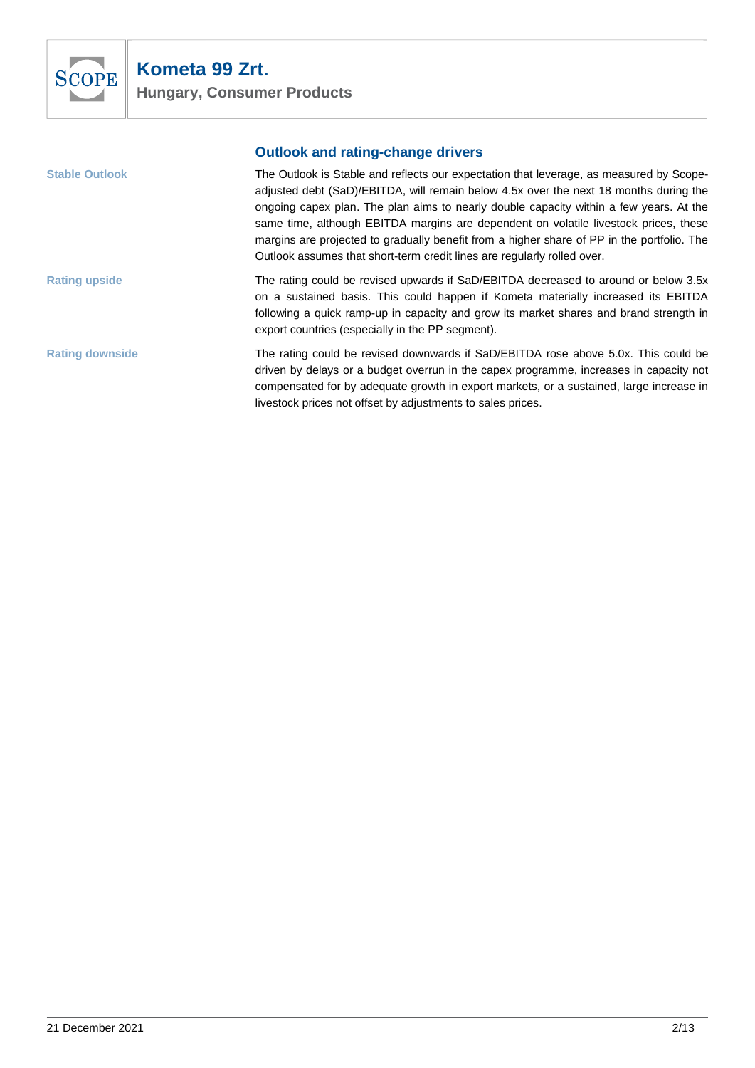## Outlook and rating-change drivers

**Stable Outlook**

The Outlook is Stable and reflects our expectation that leverage, as measured by Scope-adjusted debt (SaD)/EBITDA, will remain below 4.5x over the next 18 months during the ongoing capex plan. The plan aims to nearly double capacity within a few years. At the same time, although EBITDA margins are dependent on volatile livestock prices, these margins are projected to gradually benefit from a higher share of PP in the portfolio. The Outlook assumes that short-term credit lines are regularly rolled over.

**Rating upside**

The rating could be revised upwards if SaD/EBITDA decreased to around or below 3.5x on a sustained basis. This could happen if Kometa materially increased its EBITDA following a quick ramp-up in capacity and grow its market shares and brand strength in export countries (especially in the PP segment).

**Rating downside**

The rating could be revised downwards if SaD/EBITDA rose above 5.0x. This could be driven by delays or a budget overrun in the capex programme, increases in capacity not compensated for by adequate growth in export markets, or a sustained, large increase in livestock prices not offset by adjustments to sales prices.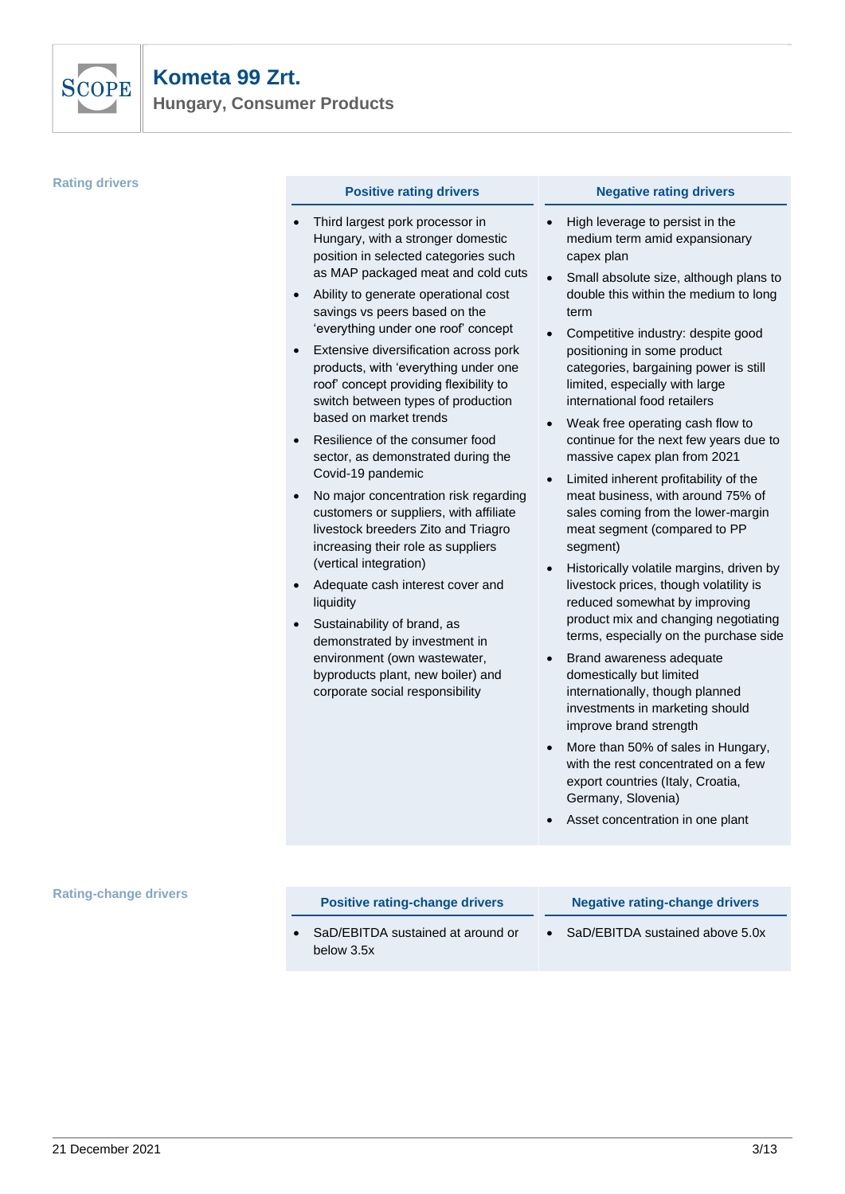## Rating drivers

### Positive rating drivers

- Third largest pork processor in Hungary, with a stronger domestic position in selected categories such as MAP packaged meat and cold cuts
- Ability to generate operational cost savings vs peers based on the 'everything under one roof' concept
- Extensive diversification across pork products, with 'everything under one roof' concept providing flexibility to switch between types of production based on market trends
- Resilience of the consumer food sector, as demonstrated during the Covid-19 pandemic
- No major concentration risk regarding customers or suppliers, with affiliate livestock breeders Zito and Triagro increasing their role as suppliers (vertical integration)
- Adequate cash interest cover and liquidity
- Sustainability of brand, as demonstrated by investment in environment (own wastewater, byproducts plant, new boiler) and corporate social responsibility

### Negative rating drivers

- High leverage to persist in the medium term amid expansionary capex plan
- Small absolute size, although plans to double this within the medium to long term
- Competitive industry: despite good positioning in some product categories, bargaining power is still limited, especially with large international food retailers
- Weak free operating cash flow to continue for the next few years due to massive capex plan from 2021
- Limited inherent profitability of the meat business, with around 75% of sales coming from the lower-margin meat segment (compared to PP segment)
- Historically volatile margins, driven by livestock prices, though volatility is reduced somewhat by improving product mix and changing negotiating terms, especially on the purchase side
- Brand awareness adequate domestically but limited internationally, though planned investments in marketing should improve brand strength
- More than 50% of sales in Hungary, with the rest concentrated on a few export countries (Italy, Croatia, Germany, Slovenia)
- Asset concentration in one plant

## Rating-change drivers

### Positive rating-change drivers

- SaD/EBITDA sustained at around or below 3.5x

### Negative rating-change drivers

- SaD/EBITDA sustained above 5.0x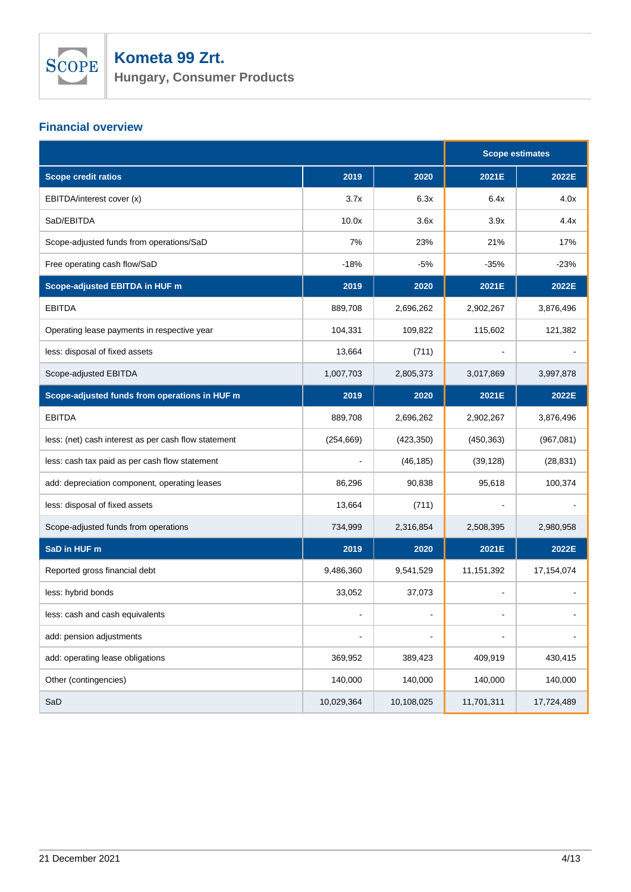## Financial overview

| | | | Scope estimates | |
|---|---|---|---|---|
| **Scope credit ratios** | **2019** | **2020** | **2021E** | **2022E** |
| EBITDA/interest cover (x) | 3.7x | 6.3x | 6.4x | 4.0x |
| SaD/EBITDA | 10.0x | 3.6x | 3.9x | 4.4x |
| Scope-adjusted funds from operations/SaD | 7% | 23% | 21% | 17% |
| Free operating cash flow/SaD | -18% | -5% | -35% | -23% |
| **Scope-adjusted EBITDA in HUF m** | **2019** | **2020** | **2021E** | **2022E** |
| EBITDA | 889,708 | 2,696,262 | 2,902,267 | 3,876,496 |
| Operating lease payments in respective year | 104,331 | 109,822 | 115,602 | 121,382 |
| less: disposal of fixed assets | 13,664 | (711) | - | - |
| Scope-adjusted EBITDA | 1,007,703 | 2,805,373 | 3,017,869 | 3,997,878 |
| **Scope-adjusted funds from operations in HUF m** | **2019** | **2020** | **2021E** | **2022E** |
| EBITDA | 889,708 | 2,696,262 | 2,902,267 | 3,876,496 |
| less: (net) cash interest as per cash flow statement | (254,669) | (423,350) | (450,363) | (967,081) |
| less: cash tax paid as per cash flow statement | - | (46,185) | (39,128) | (28,831) |
| add: depreciation component, operating leases | 86,296 | 90,838 | 95,618 | 100,374 |
| less: disposal of fixed assets | 13,664 | (711) | - | - |
| Scope-adjusted funds from operations | 734,999 | 2,316,854 | 2,508,395 | 2,980,958 |
| **SaD in HUF m** | **2019** | **2020** | **2021E** | **2022E** |
| Reported gross financial debt | 9,486,360 | 9,541,529 | 11,151,392 | 17,154,074 |
| less: hybrid bonds | 33,052 | 37,073 | - | - |
| less: cash and cash equivalents | - | - | - | - |
| add: pension adjustments | - | - | - | - |
| add: operating lease obligations | 369,952 | 389,423 | 409,919 | 430,415 |
| Other (contingencies) | 140,000 | 140,000 | 140,000 | 140,000 |
| SaD | 10,029,364 | 10,108,025 | 11,701,311 | 17,724,489 |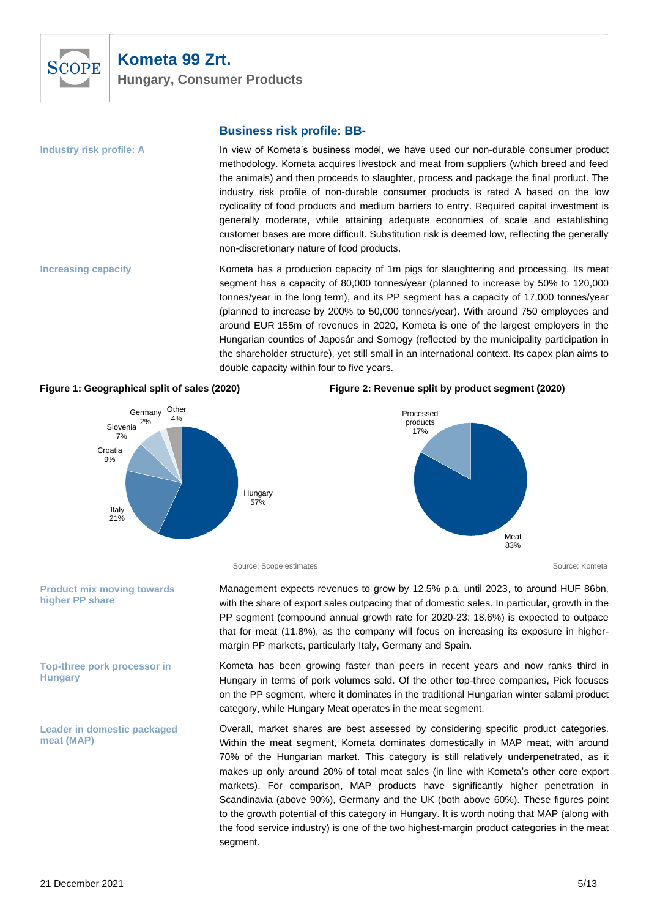## Business risk profile: BB-

**Industry risk profile: A**

In view of Kometa's business model, we have used our non-durable consumer product methodology. Kometa acquires livestock and meat from suppliers (which breed and feed the animals) and then proceeds to slaughter, process and package the final product. The industry risk profile of non-durable consumer products is rated A based on the low cyclicality of food products and medium barriers to entry. Required capital investment is generally moderate, while attaining adequate economies of scale and establishing customer bases are more difficult. Substitution risk is deemed low, reflecting the generally non-discretionary nature of food products.

**Increasing capacity**

Kometa has a production capacity of 1m pigs for slaughtering and processing. Its meat segment has a capacity of 80,000 tonnes/year (planned to increase by 50% to 120,000 tonnes/year in the long term), and its PP segment has a capacity of 17,000 tonnes/year (planned to increase by 200% to 50,000 tonnes/year). With around 750 employees and around EUR 155m of revenues in 2020, Kometa is one of the largest employers in the Hungarian counties of Japosár and Somogy (reflected by the municipality participation in the shareholder structure), yet still small in an international context. Its capex plan aims to double capacity within four to five years.

**Figure 1: Geographical split of sales (2020)**

| Country | Share |
|---|---|
| Hungary | 57% |
| Italy | 21% |
| Croatia | 9% |
| Slovenia | 7% |
| Germany | 2% |
| Other | 4% |

Source: Scope estimates

**Figure 2: Revenue split by product segment (2020)**

| Segment | Share |
|---|---|
| Meat | 83% |
| Processed products | 17% |

Source: Kometa

**Product mix moving towards higher PP share**

Management expects revenues to grow by 12.5% p.a. until 2023, to around HUF 86bn, with the share of export sales outpacing that of domestic sales. In particular, growth in the PP segment (compound annual growth rate for 2020-23: 18.6%) is expected to outpace that for meat (11.8%), as the company will focus on increasing its exposure in higher-margin PP markets, particularly Italy, Germany and Spain.

**Top-three pork processor in Hungary**

Kometa has been growing faster than peers in recent years and now ranks third in Hungary in terms of pork volumes sold. Of the other top-three companies, Pick focuses on the PP segment, where it dominates in the traditional Hungarian winter salami product category, while Hungary Meat operates in the meat segment.

**Leader in domestic packaged meat (MAP)**

Overall, market shares are best assessed by considering specific product categories. Within the meat segment, Kometa dominates domestically in MAP meat, with around 70% of the Hungarian market. This category is still relatively underpenetrated, as it makes up only around 20% of total meat sales (in line with Kometa's other core export markets). For comparison, MAP products have significantly higher penetration in Scandinavia (above 90%), Germany and the UK (both above 60%). These figures point to the growth potential of this category in Hungary. It is worth noting that MAP (along with the food service industry) is one of the two highest-margin product categories in the meat segment.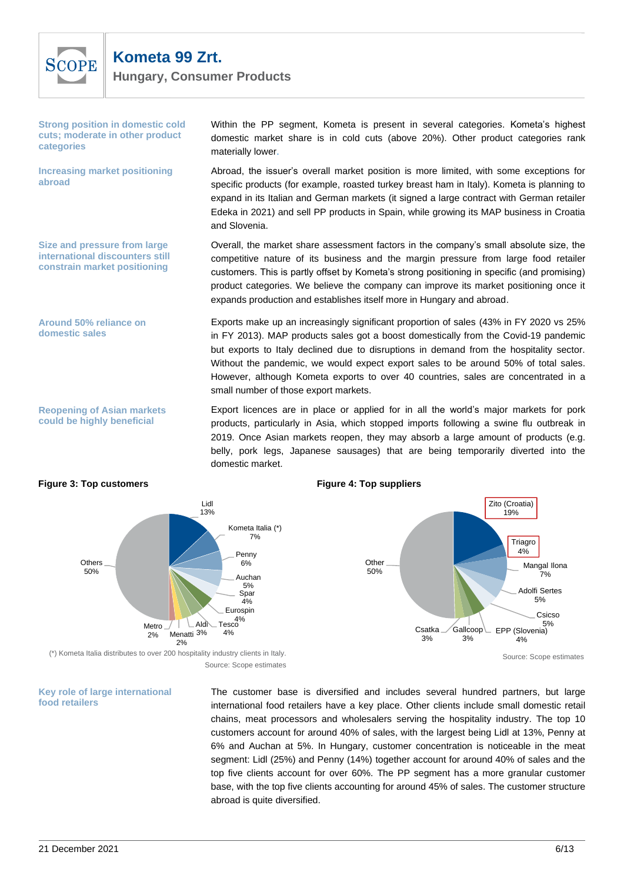**Strong position in domestic cold cuts; moderate in other product categories**

Within the PP segment, Kometa is present in several categories. Kometa's highest domestic market share is in cold cuts (above 20%). Other product categories rank materially lower.

**Increasing market positioning abroad**

Abroad, the issuer's overall market position is more limited, with some exceptions for specific products (for example, roasted turkey breast ham in Italy). Kometa is planning to expand in its Italian and German markets (it signed a large contract with German retailer Edeka in 2021) and sell PP products in Spain, while growing its MAP business in Croatia and Slovenia.

**Size and pressure from large international discounters still constrain market positioning**

Overall, the market share assessment factors in the company's small absolute size, the competitive nature of its business and the margin pressure from large food retailer customers. This is partly offset by Kometa's strong positioning in specific (and promising) product categories. We believe the company can improve its market positioning once it expands production and establishes itself more in Hungary and abroad.

**Around 50% reliance on domestic sales**

Exports make up an increasingly significant proportion of sales (43% in FY 2020 vs 25% in FY 2013). MAP products sales got a boost domestically from the Covid-19 pandemic but exports to Italy declined due to disruptions in demand from the hospitality sector. Without the pandemic, we would expect export sales to be around 50% of total sales. However, although Kometa exports to over 40 countries, sales are concentrated in a small number of those export markets.

**Reopening of Asian markets could be highly beneficial**

Export licences are in place or applied for in all the world's major markets for pork products, particularly in Asia, which stopped imports following a swine flu outbreak in 2019. Once Asian markets reopen, they may absorb a large amount of products (e.g. belly, pork legs, Japanese sausages) that are being temporarily diverted into the domestic market.

**Figure 3: Top customers**

| Customer | Share |
|---|---|
| Lidl | 13% |
| Kometa Italia (*) | 7% |
| Penny | 6% |
| Auchan | 5% |
| Spar | 4% |
| Eurospin | 4% |
| Tesco | 4% |
| Aldi | 3% |
| Menatti | 2% |
| Metro | 2% |
| Others | 50% |

(*) Kometa Italia distributes to over 200 hospitality industry clients in Italy.

Source: Scope estimates

**Figure 4: Top suppliers**

| Supplier | Share |
|---|---|
| Zito (Croatia) | 19% |
| Triagro | 4% |
| Mangal Ilona | 7% |
| Adolfi Sertes | 5% |
| Csicso | 5% |
| EPP (Slovenia) | 4% |
| Gallcoop | 3% |
| Csatka | 3% |
| Other | 50% |

Source: Scope estimates

**Key role of large international food retailers**

The customer base is diversified and includes several hundred partners, but large international food retailers have a key place. Other clients include small domestic retail chains, meat processors and wholesalers serving the hospitality industry. The top 10 customers account for around 40% of sales, with the largest being Lidl at 13%, Penny at 6% and Auchan at 5%. In Hungary, customer concentration is noticeable in the meat segment: Lidl (25%) and Penny (14%) together account for around 40% of sales and the top five clients account for over 60%. The PP segment has a more granular customer base, with the top five clients accounting for around 45% of sales. The customer structure abroad is quite diversified.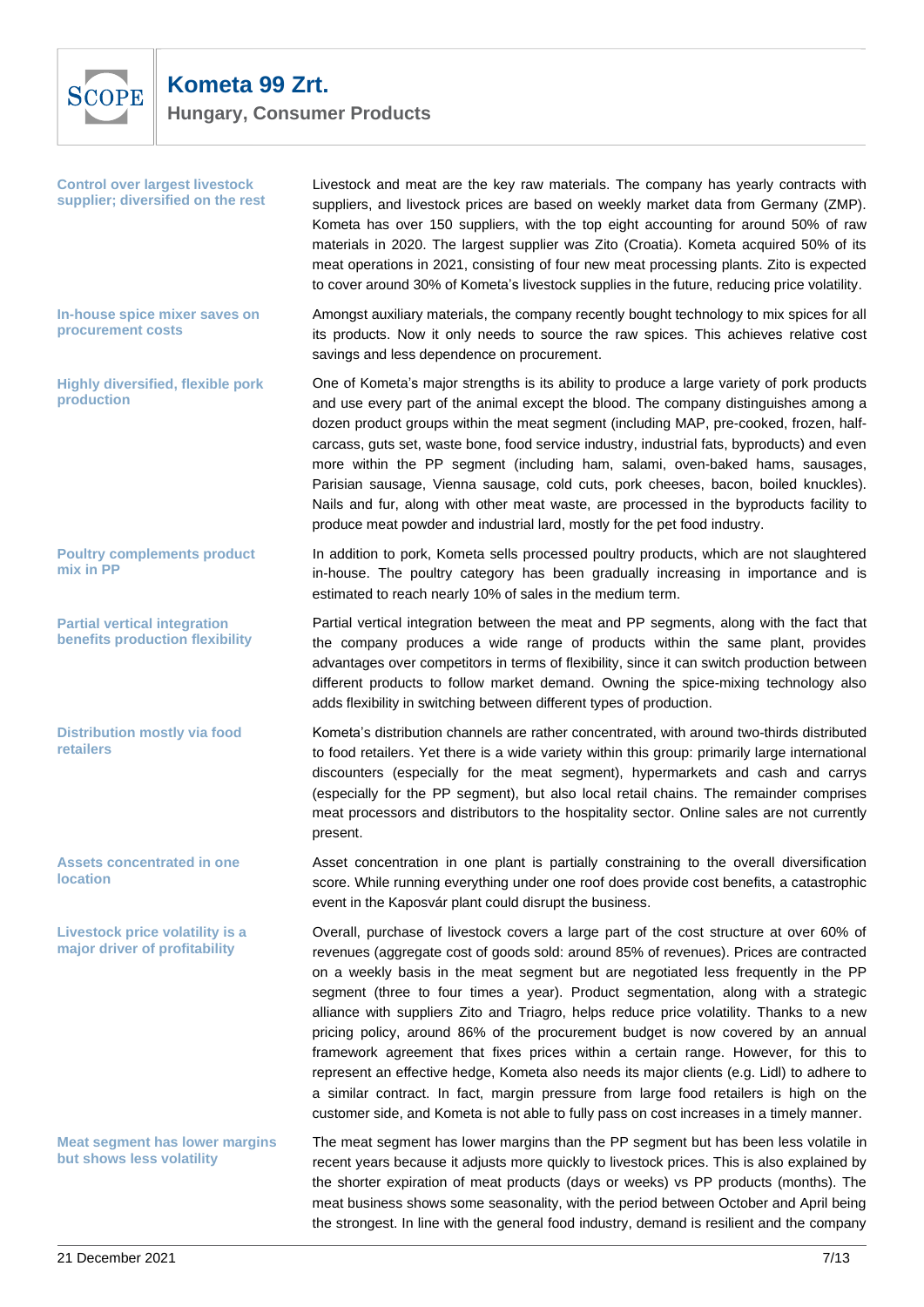**Control over largest livestock supplier; diversified on the rest**

Livestock and meat are the key raw materials. The company has yearly contracts with suppliers, and livestock prices are based on weekly market data from Germany (ZMP). Kometa has over 150 suppliers, with the top eight accounting for around 50% of raw materials in 2020. The largest supplier was Zito (Croatia). Kometa acquired 50% of its meat operations in 2021, consisting of four new meat processing plants. Zito is expected to cover around 30% of Kometa's livestock supplies in the future, reducing price volatility.

**In-house spice mixer saves on procurement costs**

Amongst auxiliary materials, the company recently bought technology to mix spices for all its products. Now it only needs to source the raw spices. This achieves relative cost savings and less dependence on procurement.

**Highly diversified, flexible pork production**

One of Kometa's major strengths is its ability to produce a large variety of pork products and use every part of the animal except the blood. The company distinguishes among a dozen product groups within the meat segment (including MAP, pre-cooked, frozen, half-carcass, guts set, waste bone, food service industry, industrial fats, byproducts) and even more within the PP segment (including ham, salami, oven-baked hams, sausages, Parisian sausage, Vienna sausage, cold cuts, pork cheeses, bacon, boiled knuckles). Nails and fur, along with other meat waste, are processed in the byproducts facility to produce meat powder and industrial lard, mostly for the pet food industry.

**Poultry complements product mix in PP**

In addition to pork, Kometa sells processed poultry products, which are not slaughtered in-house. The poultry category has been gradually increasing in importance and is estimated to reach nearly 10% of sales in the medium term.

**Partial vertical integration benefits production flexibility**

Partial vertical integration between the meat and PP segments, along with the fact that the company produces a wide range of products within the same plant, provides advantages over competitors in terms of flexibility, since it can switch production between different products to follow market demand. Owning the spice-mixing technology also adds flexibility in switching between different types of production.

**Distribution mostly via food retailers**

Kometa's distribution channels are rather concentrated, with around two-thirds distributed to food retailers. Yet there is a wide variety within this group: primarily large international discounters (especially for the meat segment), hypermarkets and cash and carrys (especially for the PP segment), but also local retail chains. The remainder comprises meat processors and distributors to the hospitality sector. Online sales are not currently present.

**Assets concentrated in one location**

Asset concentration in one plant is partially constraining to the overall diversification score. While running everything under one roof does provide cost benefits, a catastrophic event in the Kaposvár plant could disrupt the business.

**Livestock price volatility is a major driver of profitability**

Overall, purchase of livestock covers a large part of the cost structure at over 60% of revenues (aggregate cost of goods sold: around 85% of revenues). Prices are contracted on a weekly basis in the meat segment but are negotiated less frequently in the PP segment (three to four times a year). Product segmentation, along with a strategic alliance with suppliers Zito and Triagro, helps reduce price volatility. Thanks to a new pricing policy, around 86% of the procurement budget is now covered by an annual framework agreement that fixes prices within a certain range. However, for this to represent an effective hedge, Kometa also needs its major clients (e.g. Lidl) to adhere to a similar contract. In fact, margin pressure from large food retailers is high on the customer side, and Kometa is not able to fully pass on cost increases in a timely manner.

**Meat segment has lower margins but shows less volatility**

The meat segment has lower margins than the PP segment but has been less volatile in recent years because it adjusts more quickly to livestock prices. This is also explained by the shorter expiration of meat products (days or weeks) vs PP products (months). The meat business shows some seasonality, with the period between October and April being the strongest. In line with the general food industry, demand is resilient and the company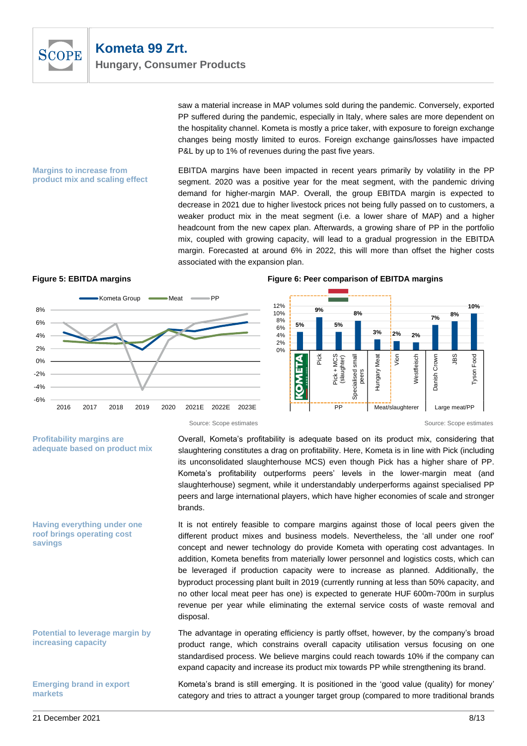saw a material increase in MAP volumes sold during the pandemic. Conversely, exported PP suffered during the pandemic, especially in Italy, where sales are more dependent on the hospitality channel. Kometa is mostly a price taker, with exposure to foreign exchange changes being mostly limited to euros. Foreign exchange gains/losses have impacted P&L by up to 1% of revenues during the past five years.

**Margins to increase from product mix and scaling effect**

EBITDA margins have been impacted in recent years primarily by volatility in the PP segment. 2020 was a positive year for the meat segment, with the pandemic driving demand for higher-margin MAP. Overall, the group EBITDA margin is expected to decrease in 2021 due to higher livestock prices not being fully passed on to customers, a weaker product mix in the meat segment (i.e. a lower share of MAP) and a higher headcount from the new capex plan. Afterwards, a growing share of PP in the portfolio mix, coupled with growing capacity, will lead to a gradual progression in the EBITDA margin. Forecasted at around 6% in 2022, this will more than offset the higher costs associated with the expansion plan.

**Figure 5: EBITDA margins**

Source: Scope estimates

**Figure 6: Peer comparison of EBITDA margins**

| Company | Group | EBITDA margin |
|---|---|---|
| Kometa | | 5% |
| Pick | PP | 9% |
| Pick + MCS (slaughter) | PP | 5% |
| Specialised small peers | PP | 8% |
| Hungary Meat | PP | 3% |
| Vion | Meat/slaughterer | 2% |
| Westfleisch | Meat/slaughterer | 2% |
| Danish Crown | Large meat/PP | 7% |
| JBS | Large meat/PP | 8% |
| Tyson Food | Large meat/PP | 10% |

Source: Scope estimates

**Profitability margins are adequate based on product mix**

Overall, Kometa's profitability is adequate based on its product mix, considering that slaughtering constitutes a drag on profitability. Here, Kometa is in line with Pick (including its unconsolidated slaughterhouse MCS) even though Pick has a higher share of PP. Kometa's profitability outperforms peers' levels in the lower-margin meat (and slaughterhouse) segment, while it understandably underperforms against specialised PP peers and large international players, which have higher economies of scale and stronger brands.

**Having everything under one roof brings operating cost savings**

It is not entirely feasible to compare margins against those of local peers given the different product mixes and business models. Nevertheless, the 'all under one roof' concept and newer technology do provide Kometa with operating cost advantages. In addition, Kometa benefits from materially lower personnel and logistics costs, which can be leveraged if production capacity were to increase as planned. Additionally, the byproduct processing plant built in 2019 (currently running at less than 50% capacity, and no other local meat peer has one) is expected to generate HUF 600m-700m in surplus revenue per year while eliminating the external service costs of waste removal and disposal.

**Potential to leverage margin by increasing capacity**

The advantage in operating efficiency is partly offset, however, by the company's broad product range, which constrains overall capacity utilisation versus focusing on one standardised process. We believe margins could reach towards 10% if the company can expand capacity and increase its product mix towards PP while strengthening its brand.

**Emerging brand in export markets**

Kometa's brand is still emerging. It is positioned in the 'good value (quality) for money' category and tries to attract a younger target group (compared to more traditional brands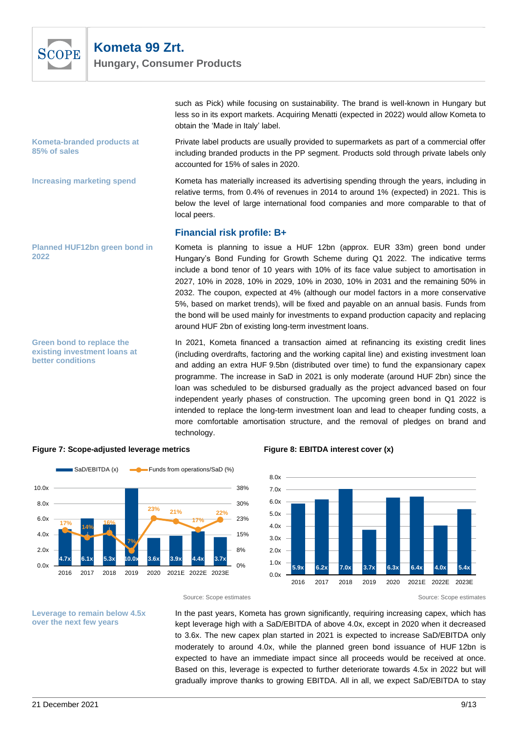such as Pick) while focusing on sustainability. The brand is well-known in Hungary but less so in its export markets. Acquiring Menatti (expected in 2022) would allow Kometa to obtain the 'Made in Italy' label.

**Kometa-branded products at 85% of sales**

Private label products are usually provided to supermarkets as part of a commercial offer including branded products in the PP segment. Products sold through private labels only accounted for 15% of sales in 2020.

**Increasing marketing spend**

Kometa has materially increased its advertising spending through the years, including in relative terms, from 0.4% of revenues in 2014 to around 1% (expected) in 2021. This is below the level of large international food companies and more comparable to that of local peers.

## Financial risk profile: B+

**Planned HUF12bn green bond in 2022**

Kometa is planning to issue a HUF 12bn (approx. EUR 33m) green bond under Hungary's Bond Funding for Growth Scheme during Q1 2022. The indicative terms include a bond tenor of 10 years with 10% of its face value subject to amortisation in 2027, 10% in 2028, 10% in 2029, 10% in 2030, 10% in 2031 and the remaining 50% in 2032. The coupon, expected at 4% (although our model factors in a more conservative 5%, based on market trends), will be fixed and payable on an annual basis. Funds from the bond will be used mainly for investments to expand production capacity and replacing around HUF 2bn of existing long-term investment loans.

**Green bond to replace the existing investment loans at better conditions**

In 2021, Kometa financed a transaction aimed at refinancing its existing credit lines (including overdrafts, factoring and the working capital line) and existing investment loan and adding an extra HUF 9.5bn (distributed over time) to fund the expansionary capex programme. The increase in SaD in 2021 is only moderate (around HUF 2bn) since the loan was scheduled to be disbursed gradually as the project advanced based on four independent yearly phases of construction. The upcoming green bond in Q1 2022 is intended to replace the long-term investment loan and lead to cheaper funding costs, a more comfortable amortisation structure, and the removal of pledges on brand and technology.

**Figure 7: Scope-adjusted leverage metrics**

| | 2016 | 2017 | 2018 | 2019 | 2020 | 2021E | 2022E | 2023E |
|---|---|---|---|---|---|---|---|---|
| SaD/EBITDA (x) | 4.7x | 6.1x | 5.3x | 10.0x | 3.6x | 3.9x | 4.4x | 3.7x |
| Funds from operations/SaD (%) | 17% | 14% | 16% | 7% | 23% | 21% | 17% | 22% |

Source: Scope estimates

**Figure 8: EBITDA interest cover (x)**

| 2016 | 2017 | 2018 | 2019 | 2020 | 2021E | 2022E | 2023E |
|---|---|---|---|---|---|---|---|
| 5.9x | 6.2x | 7.0x | 3.7x | 6.3x | 6.4x | 4.0x | 5.4x |

Source: Scope estimates

**Leverage to remain below 4.5x over the next few years**

In the past years, Kometa has grown significantly, requiring increasing capex, which has kept leverage high with a SaD/EBITDA of above 4.0x, except in 2020 when it decreased to 3.6x. The new capex plan started in 2021 is expected to increase SaD/EBITDA only moderately to around 4.0x, while the planned green bond issuance of HUF 12bn is expected to have an immediate impact since all proceeds would be received at once. Based on this, leverage is expected to further deteriorate towards 4.5x in 2022 but will gradually improve thanks to growing EBITDA. All in all, we expect SaD/EBITDA to stay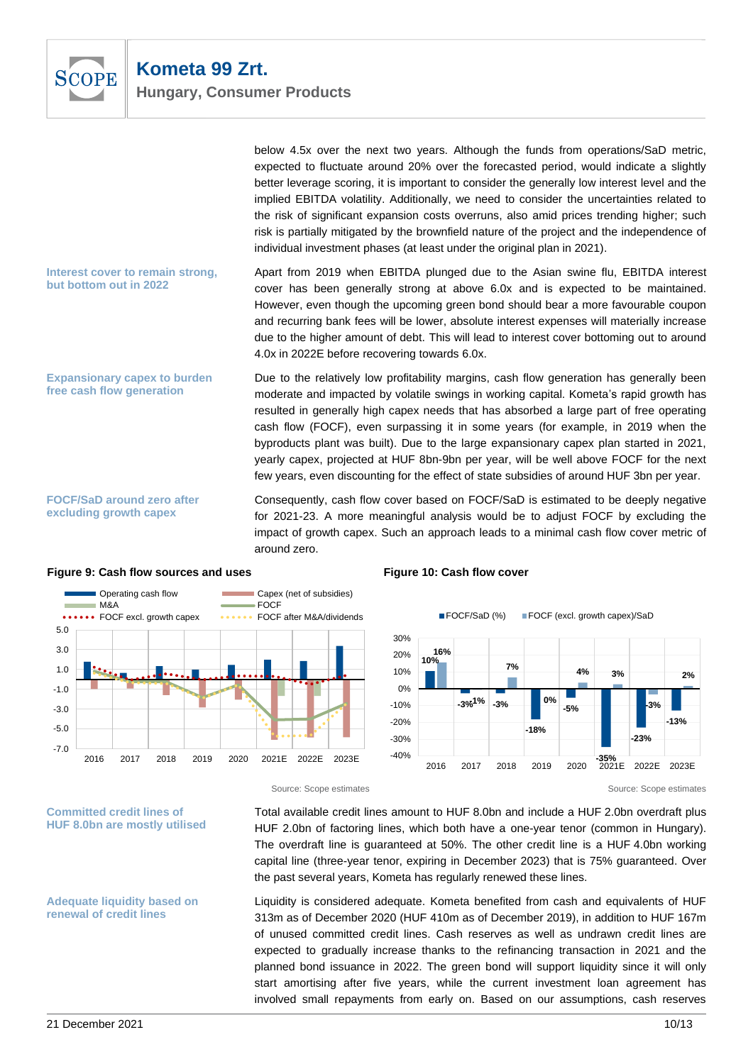below 4.5x over the next two years. Although the funds from operations/SaD metric, expected to fluctuate around 20% over the forecasted period, would indicate a slightly better leverage scoring, it is important to consider the generally low interest level and the implied EBITDA volatility. Additionally, we need to consider the uncertainties related to the risk of significant expansion costs overruns, also amid prices trending higher; such risk is partially mitigated by the brownfield nature of the project and the independence of individual investment phases (at least under the original plan in 2021).

**Interest cover to remain strong, but bottom out in 2022**

Apart from 2019 when EBITDA plunged due to the Asian swine flu, EBITDA interest cover has been generally strong at above 6.0x and is expected to be maintained. However, even though the upcoming green bond should bear a more favourable coupon and recurring bank fees will be lower, absolute interest expenses will materially increase due to the higher amount of debt. This will lead to interest cover bottoming out to around 4.0x in 2022E before recovering towards 6.0x.

**Expansionary capex to burden free cash flow generation**

Due to the relatively low profitability margins, cash flow generation has generally been moderate and impacted by volatile swings in working capital. Kometa's rapid growth has resulted in generally high capex needs that has absorbed a large part of free operating cash flow (FOCF), even surpassing it in some years (for example, in 2019 when the byproducts plant was built). Due to the large expansionary capex plan started in 2021, yearly capex, projected at HUF 8bn-9bn per year, will be well above FOCF for the next few years, even discounting for the effect of state subsidies of around HUF 3bn per year.

**FOCF/SaD around zero after excluding growth capex**

Consequently, cash flow cover based on FOCF/SaD is estimated to be deeply negative for 2021-23. A more meaningful analysis would be to adjust FOCF by excluding the impact of growth capex. Such an approach leads to a minimal cash flow cover metric of around zero.

**Figure 9: Cash flow sources and uses**

Source: Scope estimates

**Figure 10: Cash flow cover**

| | 2016 | 2017 | 2018 | 2019 | 2020 | 2021E | 2022E | 2023E |
|---|---|---|---|---|---|---|---|---|
| FOCF/SaD (%) | 10% | -3% | -3% | -18% | -5% | -35% | -23% | -13% |
| FOCF (excl. growth capex)/SaD | 16% | 1% | 7% | 0% | 4% | 3% | -3% | 2% |

Source: Scope estimates

**Committed credit lines of HUF 8.0bn are mostly utilised**

Total available credit lines amount to HUF 8.0bn and include a HUF 2.0bn overdraft plus HUF 2.0bn of factoring lines, which both have a one-year tenor (common in Hungary). The overdraft line is guaranteed at 50%. The other credit line is a HUF 4.0bn working capital line (three-year tenor, expiring in December 2023) that is 75% guaranteed. Over the past several years, Kometa has regularly renewed these lines.

**Adequate liquidity based on renewal of credit lines**

Liquidity is considered adequate. Kometa benefited from cash and equivalents of HUF 313m as of December 2020 (HUF 410m as of December 2019), in addition to HUF 167m of unused committed credit lines. Cash reserves as well as undrawn credit lines are expected to gradually increase thanks to the refinancing transaction in 2021 and the planned bond issuance in 2022. The green bond will support liquidity since it will only start amortising after five years, while the current investment loan agreement has involved small repayments from early on. Based on our assumptions, cash reserves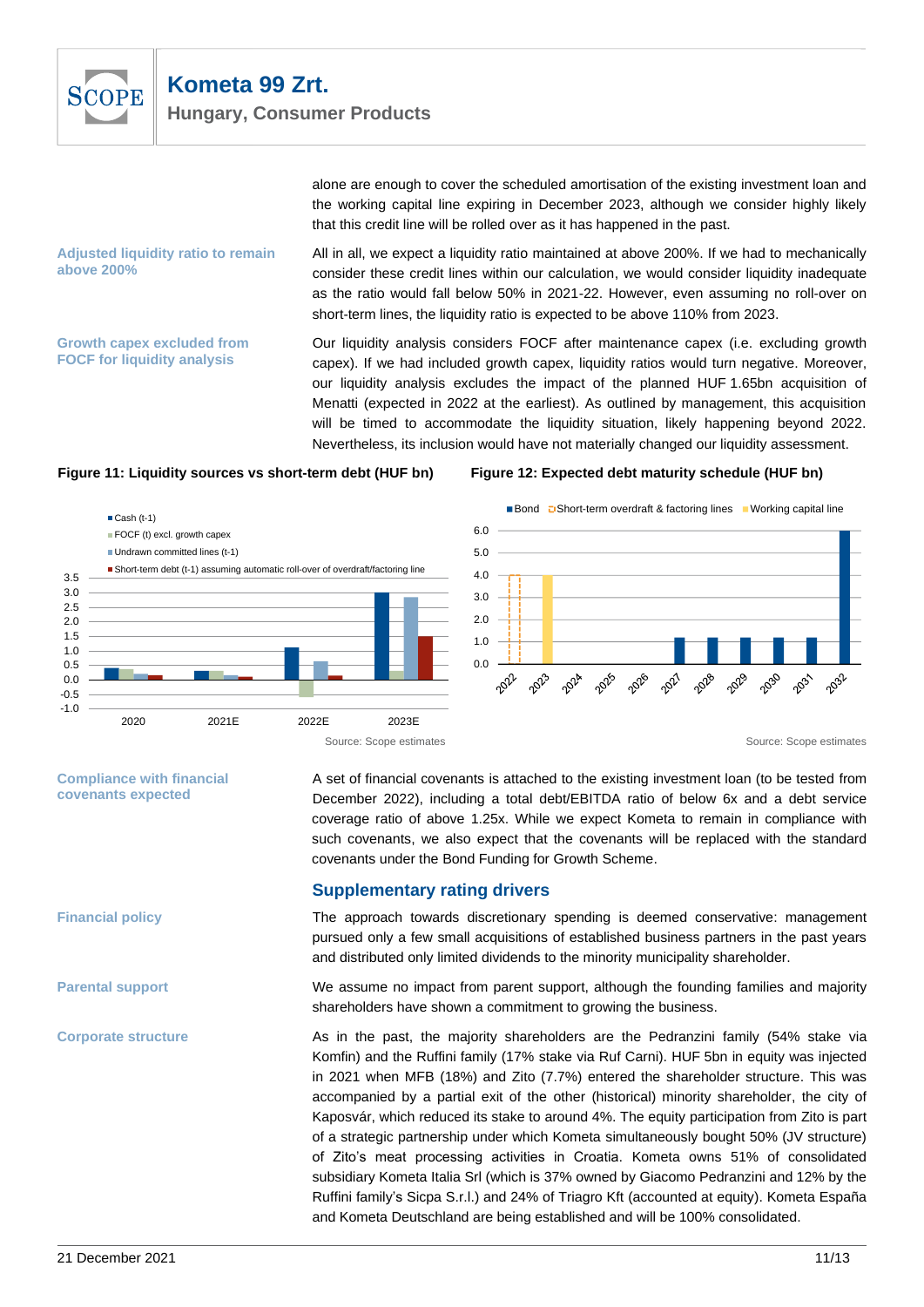alone are enough to cover the scheduled amortisation of the existing investment loan and the working capital line expiring in December 2023, although we consider highly likely that this credit line will be rolled over as it has happened in the past.

**Adjusted liquidity ratio to remain above 200%**

All in all, we expect a liquidity ratio maintained at above 200%. If we had to mechanically consider these credit lines within our calculation, we would consider liquidity inadequate as the ratio would fall below 50% in 2021-22. However, even assuming no roll-over on short-term lines, the liquidity ratio is expected to be above 110% from 2023.

**Growth capex excluded from FOCF for liquidity analysis**

Our liquidity analysis considers FOCF after maintenance capex (i.e. excluding growth capex). If we had included growth capex, liquidity ratios would turn negative. Moreover, our liquidity analysis excludes the impact of the planned HUF 1.65bn acquisition of Menatti (expected in 2022 at the earliest). As outlined by management, this acquisition will be timed to accommodate the liquidity situation, likely happening beyond 2022. Nevertheless, its inclusion would have not materially changed our liquidity assessment.

**Figure 11: Liquidity sources vs short-term debt (HUF bn)**

Legend: Cash (t-1); FOCF (t) excl. growth capex; Undrawn committed lines (t-1); Short-term debt (t-1) assuming automatic roll-over of overdraft/factoring line

Categories: 2020, 2021E, 2022E, 2023E

Source: Scope estimates

**Figure 12: Expected debt maturity schedule (HUF bn)**

Legend: Bond; Short-term overdraft & factoring lines; Working capital line

Years: 2022–2032

Source: Scope estimates

**Compliance with financial covenants expected**

A set of financial covenants is attached to the existing investment loan (to be tested from December 2022), including a total debt/EBITDA ratio of below 6x and a debt service coverage ratio of above 1.25x. While we expect Kometa to remain in compliance with such covenants, we also expect that the covenants will be replaced with the standard covenants under the Bond Funding for Growth Scheme.

## Supplementary rating drivers

**Financial policy**

The approach towards discretionary spending is deemed conservative: management pursued only a few small acquisitions of established business partners in the past years and distributed only limited dividends to the minority municipality shareholder.

**Parental support**

We assume no impact from parent support, although the founding families and majority shareholders have shown a commitment to growing the business.

**Corporate structure**

As in the past, the majority shareholders are the Pedranzini family (54% stake via Komfin) and the Ruffini family (17% stake via Ruf Carni). HUF 5bn in equity was injected in 2021 when MFB (18%) and Zito (7.7%) entered the shareholder structure. This was accompanied by a partial exit of the other (historical) minority shareholder, the city of Kaposvár, which reduced its stake to around 4%. The equity participation from Zito is part of a strategic partnership under which Kometa simultaneously bought 50% (JV structure) of Zito's meat processing activities in Croatia. Kometa owns 51% of consolidated subsidiary Kometa Italia Srl (which is 37% owned by Giacomo Pedranzini and 12% by the Ruffini family's Sicpa S.r.l.) and 24% of Triagro Kft (accounted at equity). Kometa España and Kometa Deutschland are being established and will be 100% consolidated.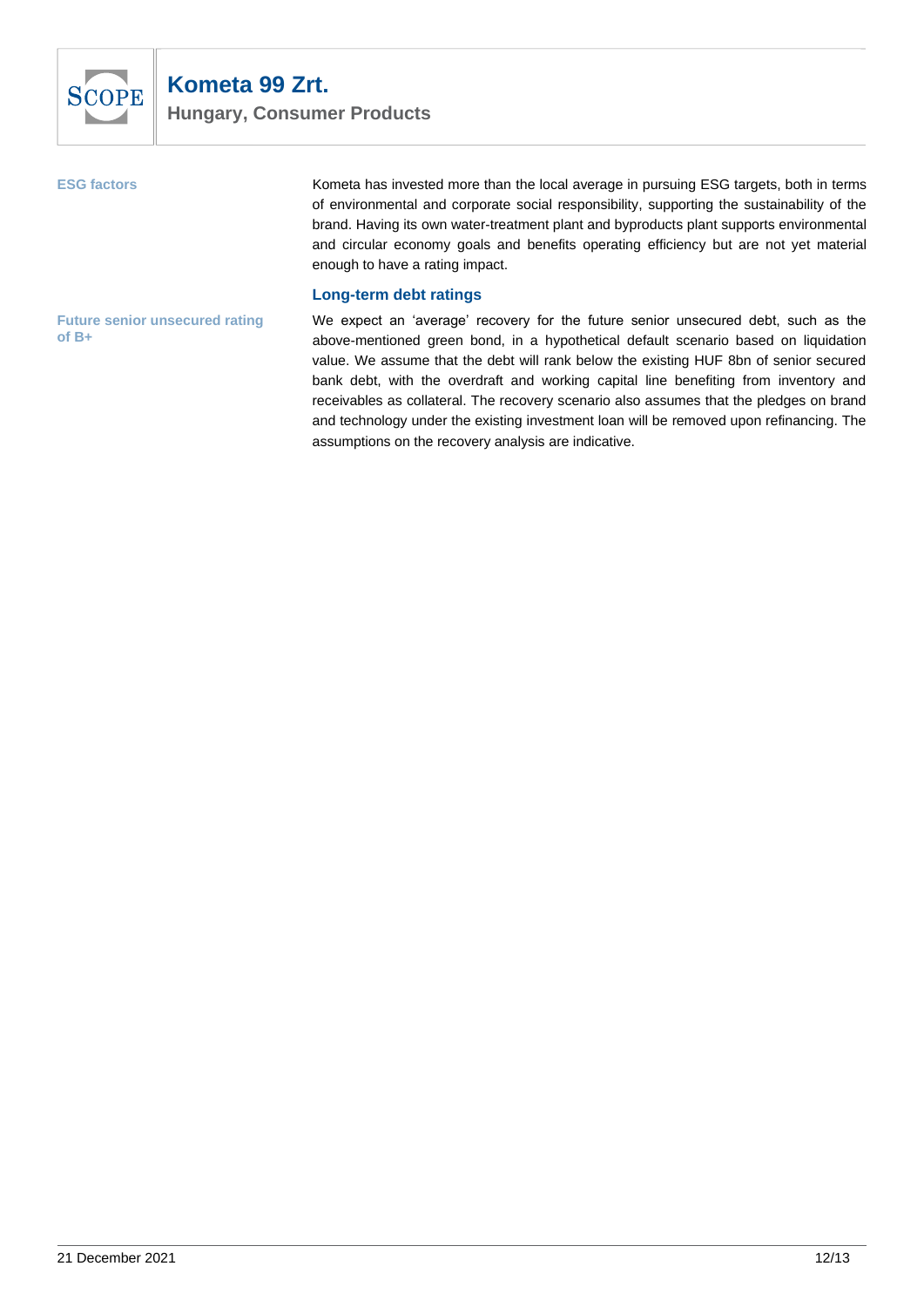**ESG factors**

Kometa has invested more than the local average in pursuing ESG targets, both in terms of environmental and corporate social responsibility, supporting the sustainability of the brand. Having its own water-treatment plant and byproducts plant supports environmental and circular economy goals and benefits operating efficiency but are not yet material enough to have a rating impact.

## Long-term debt ratings

**Future senior unsecured rating of B+**

We expect an 'average' recovery for the future senior unsecured debt, such as the above-mentioned green bond, in a hypothetical default scenario based on liquidation value. We assume that the debt will rank below the existing HUF 8bn of senior secured bank debt, with the overdraft and working capital line benefiting from inventory and receivables as collateral. The recovery scenario also assumes that the pledges on brand and technology under the existing investment loan will be removed upon refinancing. The assumptions on the recovery analysis are indicative.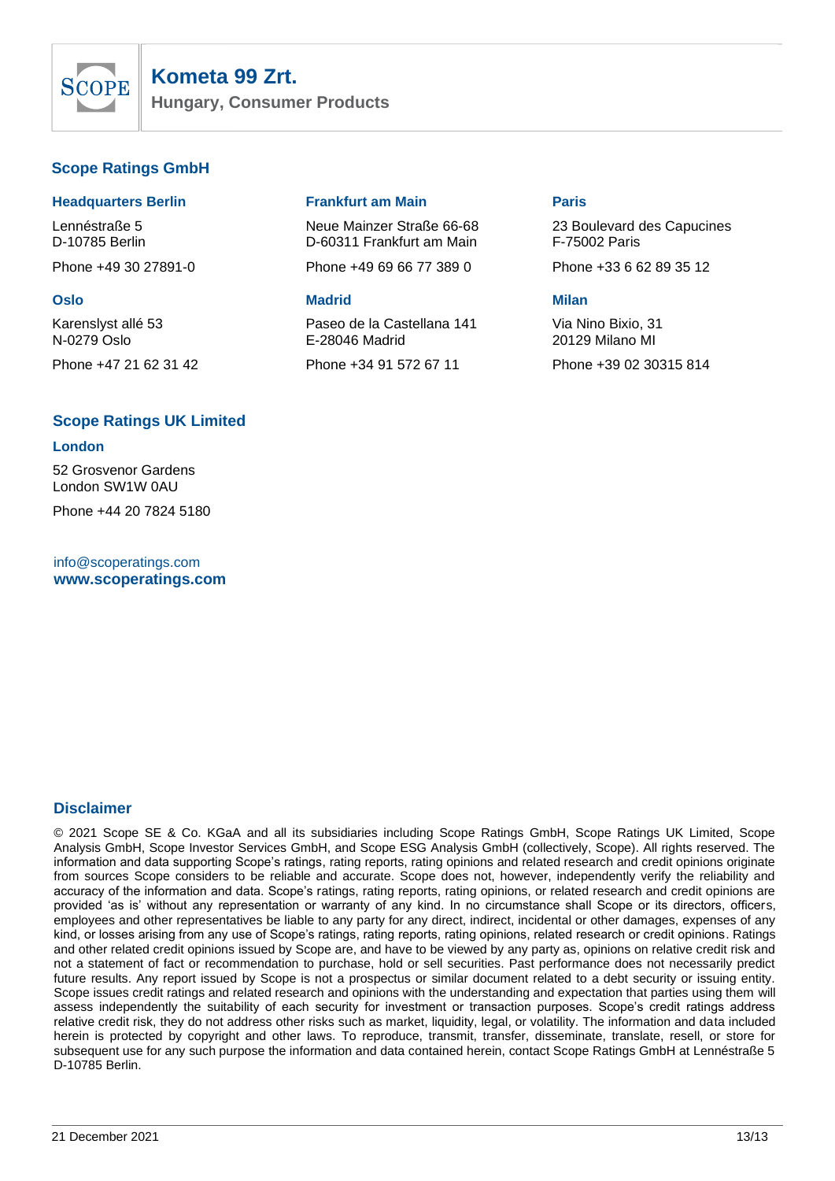## Scope Ratings GmbH

### Headquarters Berlin

Lennéstraße 5
D-10785 Berlin

Phone +49 30 27891-0

### Frankfurt am Main

Neue Mainzer Straße 66-68
D-60311 Frankfurt am Main

Phone +49 69 66 77 389 0

### Paris

23 Boulevard des Capucines
F-75002 Paris

Phone +33 6 62 89 35 12

### Oslo

Karenslyst allé 53
N-0279 Oslo

Phone +47 21 62 31 42

### Madrid

Paseo de la Castellana 141
E-28046 Madrid

Phone +34 91 572 67 11

### Milan

Via Nino Bixio, 31
20129 Milano MI

Phone +39 02 30315 814

## Scope Ratings UK Limited

### London

52 Grosvenor Gardens
London SW1W 0AU

Phone +44 20 7824 5180

info@scoperatings.com
**www.scoperatings.com**

## Disclaimer

© 2021 Scope SE & Co. KGaA and all its subsidiaries including Scope Ratings GmbH, Scope Ratings UK Limited, Scope Analysis GmbH, Scope Investor Services GmbH, and Scope ESG Analysis GmbH (collectively, Scope). All rights reserved. The information and data supporting Scope's ratings, rating reports, rating opinions and related research and credit opinions originate from sources Scope considers to be reliable and accurate. Scope does not, however, independently verify the reliability and accuracy of the information and data. Scope's ratings, rating reports, rating opinions, or related research and credit opinions are provided 'as is' without any representation or warranty of any kind. In no circumstance shall Scope or its directors, officers, employees and other representatives be liable to any party for any direct, indirect, incidental or other damages, expenses of any kind, or losses arising from any use of Scope's ratings, rating reports, rating opinions, related research or credit opinions. Ratings and other related credit opinions issued by Scope are, and have to be viewed by any party as, opinions on relative credit risk and not a statement of fact or recommendation to purchase, hold or sell securities. Past performance does not necessarily predict future results. Any report issued by Scope is not a prospectus or similar document related to a debt security or issuing entity. Scope issues credit ratings and related research and opinions with the understanding and expectation that parties using them will assess independently the suitability of each security for investment or transaction purposes. Scope's credit ratings address relative credit risk, they do not address other risks such as market, liquidity, legal, or volatility. The information and data included herein is protected by copyright and other laws. To reproduce, transmit, transfer, disseminate, translate, resell, or store for subsequent use for any such purpose the information and data contained herein, contact Scope Ratings GmbH at Lennéstraße 5 D-10785 Berlin.